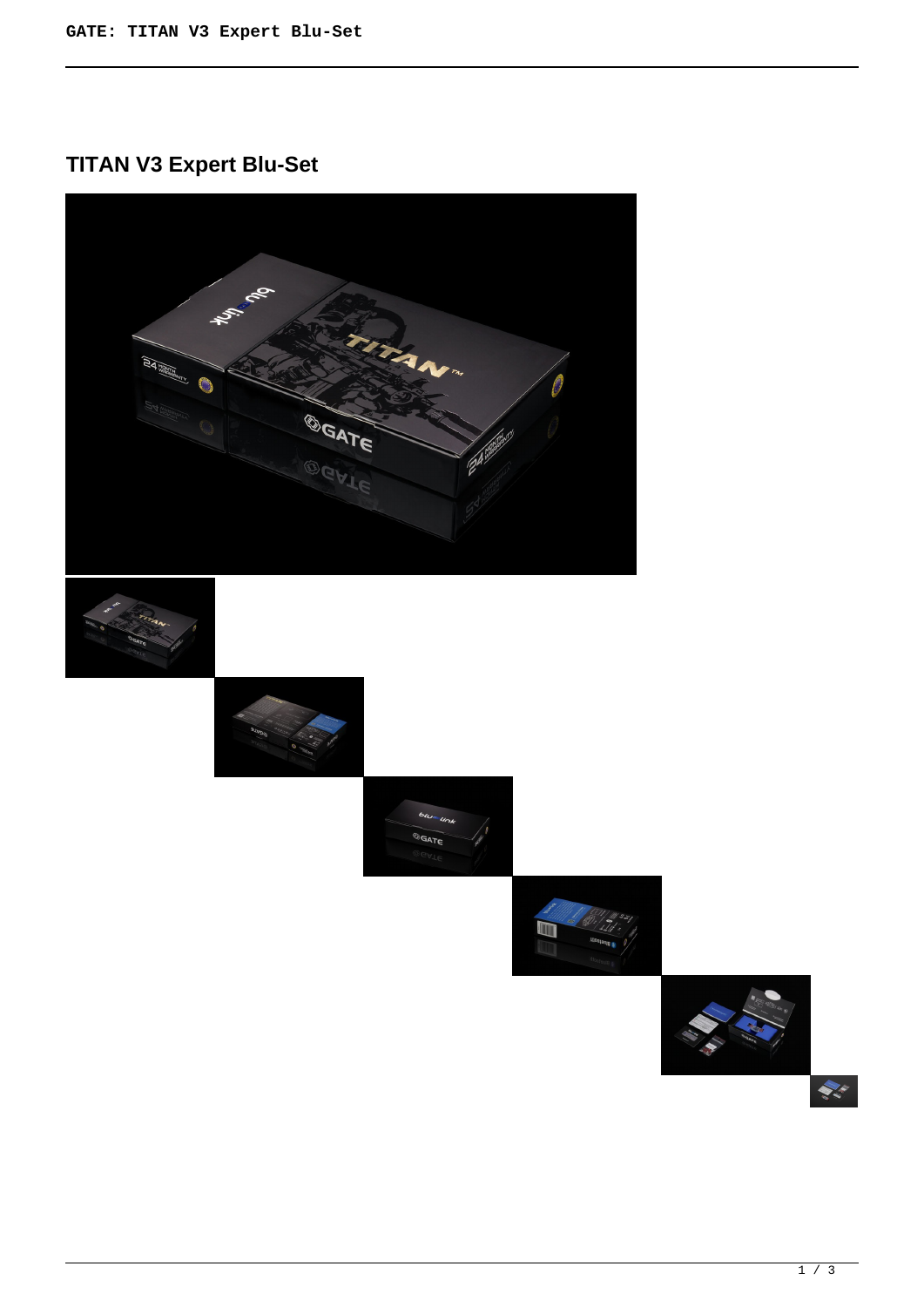# TITAN V3 Expert Blu-Set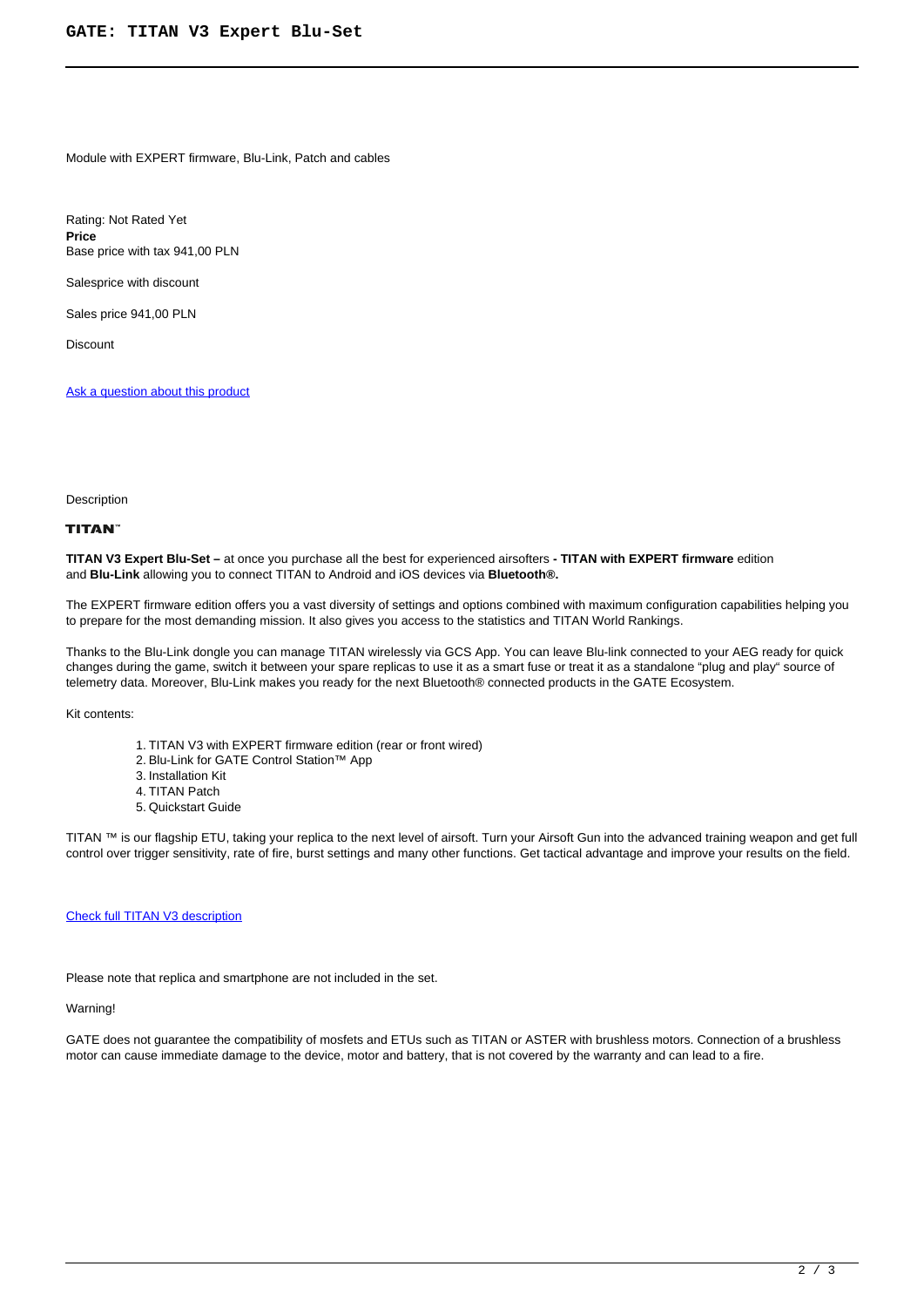# GATE: TITAN V3 Expert Blu-Set

Module with EXPERT firmware, Blu-Link, Patch and cables

Rating: Not Rated Yet
**Price**
Base price with tax 941,00 PLN

Salesprice with discount

Sales price 941,00 PLN

Discount

[Ask a question about this product]()

Description

**TITAN™**

**TITAN V3 Expert Blu-Set –** at once you purchase all the best for experienced airsofters **- TITAN with EXPERT firmware** edition and **Blu-Link** allowing you to connect TITAN to Android and iOS devices via **Bluetooth®.**

The EXPERT firmware edition offers you a vast diversity of settings and options combined with maximum configuration capabilities helping you to prepare for the most demanding mission. It also gives you access to the statistics and TITAN World Rankings.

Thanks to the Blu-Link dongle you can manage TITAN wirelessly via GCS App. You can leave Blu-link connected to your AEG ready for quick changes during the game, switch it between your spare replicas to use it as a smart fuse or treat it as a standalone "plug and play" source of telemetry data. Moreover, Blu-Link makes you ready for the next Bluetooth® connected products in the GATE Ecosystem.

Kit contents:

1. TITAN V3 with EXPERT firmware edition (rear or front wired)
2. Blu-Link for GATE Control Station™ App
3. Installation Kit
4. TITAN Patch
5. Quickstart Guide

TITAN ™ is our flagship ETU, taking your replica to the next level of airsoft. Turn your Airsoft Gun into the advanced training weapon and get full control over trigger sensitivity, rate of fire, burst settings and many other functions. Get tactical advantage and improve your results on the field.

[Check full TITAN V3 description]()

Please note that replica and smartphone are not included in the set.

Warning!

GATE does not guarantee the compatibility of mosfets and ETUs such as TITAN or ASTER with brushless motors. Connection of a brushless motor can cause immediate damage to the device, motor and battery, that is not covered by the warranty and can lead to a fire.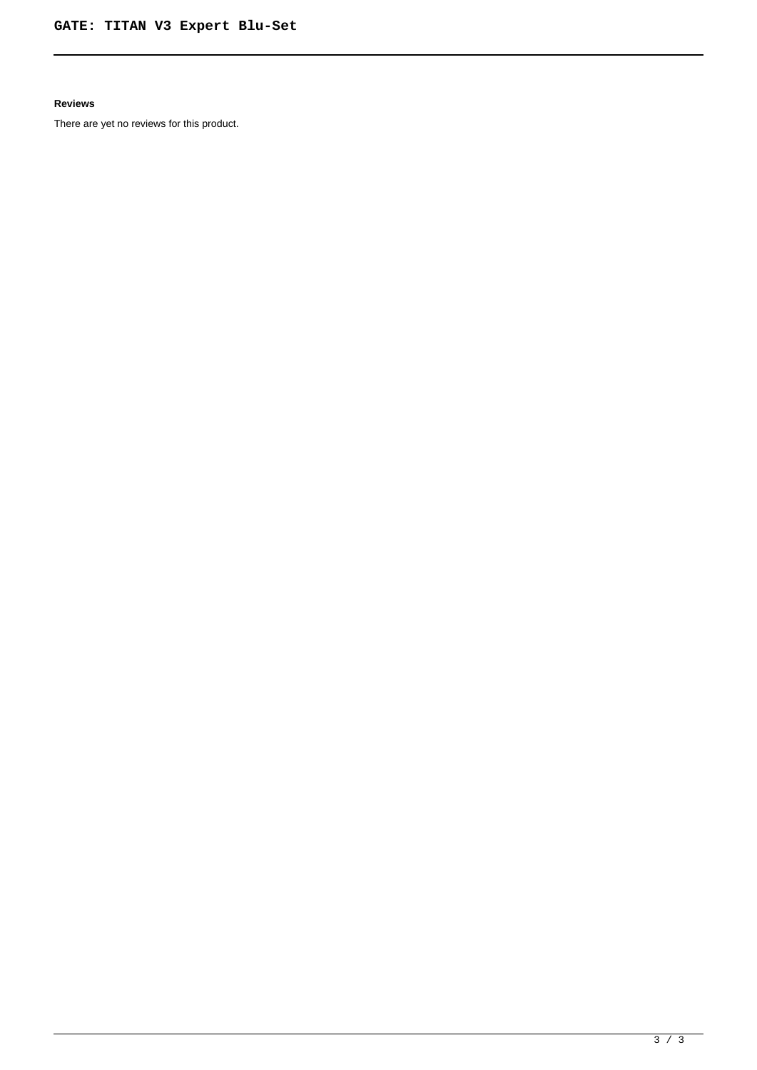**Reviews**

There are yet no reviews for this product.